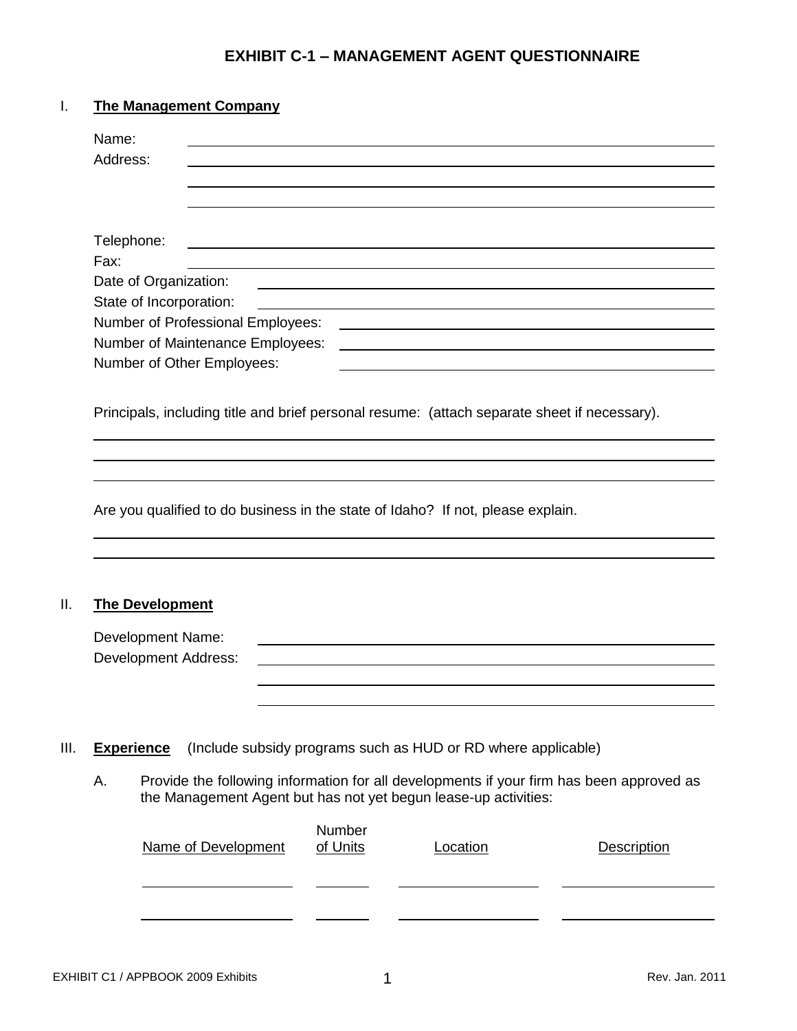# EXHIBIT C-1 – MANAGEMENT AGENT QUESTIONNAIRE

I. **The Management Company**

Name: ______________________________

Address: ______________________________

______________________________

______________________________

Telephone: ______________________________

Fax: ______________________________

Date of Organization: ______________________________

State of Incorporation: ______________________________

Number of Professional Employees: ______________________________

Number of Maintenance Employees: ______________________________

Number of Other Employees: ______________________________

Principals, including title and brief personal resume: (attach separate sheet if necessary).

______________________________

______________________________

______________________________

Are you qualified to do business in the state of Idaho? If not, please explain.

______________________________

______________________________

II. **The Development**

Development Name: ______________________________

Development Address: ______________________________

______________________________

______________________________

III. **Experience** (Include subsidy programs such as HUD or RD where applicable)

A. Provide the following information for all developments if your firm has been approved as the Management Agent but has not yet begun lease-up activities:

| Name of Development | Number of Units | Location | Description |
|---|---|---|---|
| | | | |
| | | | |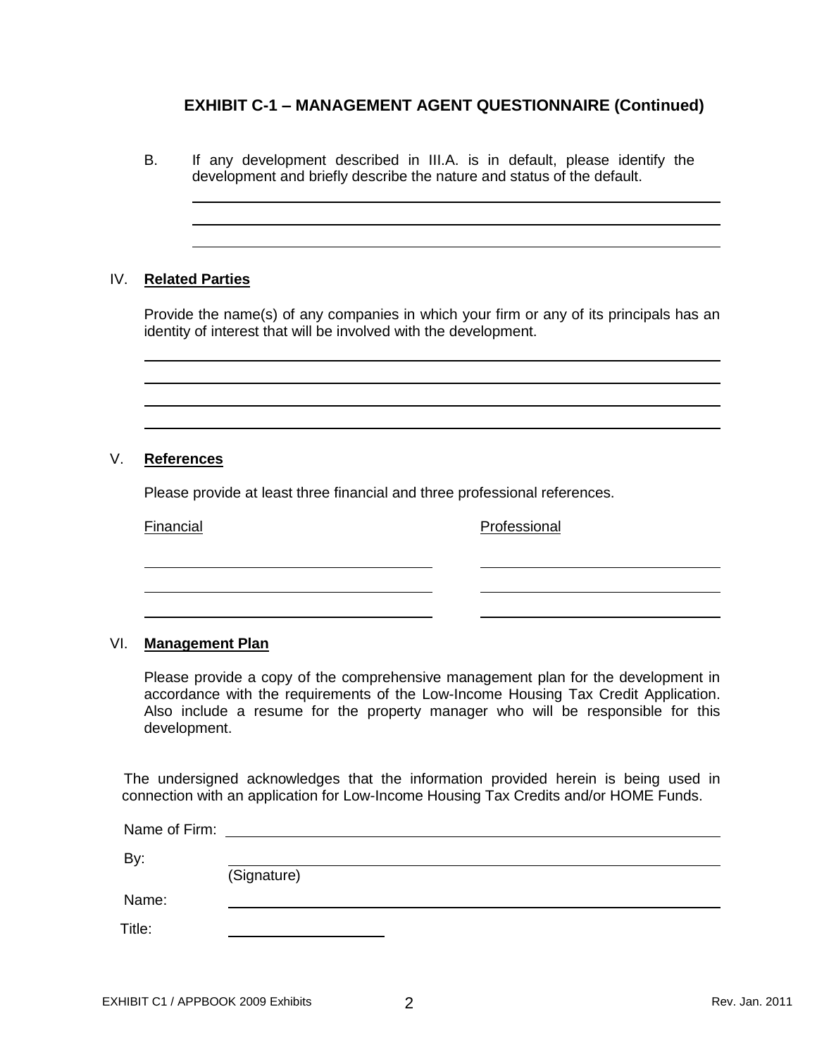## EXHIBIT C-1 – MANAGEMENT AGENT QUESTIONNAIRE (Continued)

B. If any development described in III.A. is in default, please identify the development and briefly describe the nature and status of the default.

______________________________________________________________

______________________________________________________________

______________________________________________________________

IV. **Related Parties**

Provide the name(s) of any companies in which your firm or any of its principals has an identity of interest that will be involved with the development.

______________________________________________________________

______________________________________________________________

______________________________________________________________

______________________________________________________________

V. **References**

Please provide at least three financial and three professional references.

| Financial | Professional |
|---|---|
| ______________________ | ______________________ |
| ______________________ | ______________________ |
| ______________________ | ______________________ |

VI. **Management Plan**

Please provide a copy of the comprehensive management plan for the development in accordance with the requirements of the Low-Income Housing Tax Credit Application. Also include a resume for the property manager who will be responsible for this development.

The undersigned acknowledges that the information provided herein is being used in connection with an application for Low-Income Housing Tax Credits and/or HOME Funds.

Name of Firm: ______________________________________________

By: ______________________________________________
(Signature)

Name: ______________________________________________

Title: ______________________